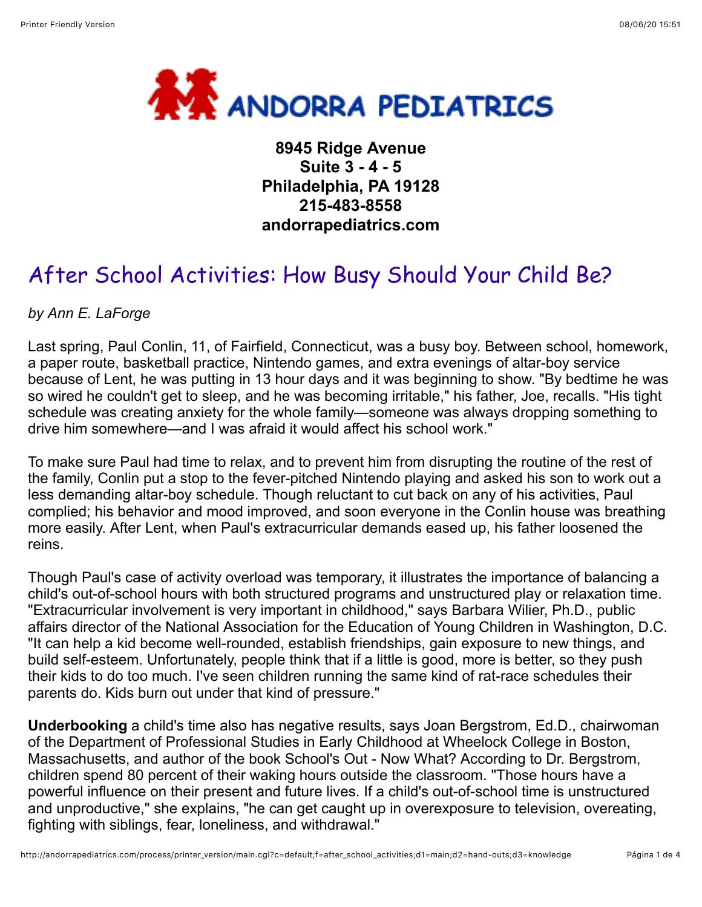# ANDORRA PEDIATRICS

**8945 Ridge Avenue**
**Suite 3 - 4 - 5**
**Philadelphia, PA 19128**
**215-483-8558**
**andorrapediatrics.com**

## After School Activities: How Busy Should Your Child Be?

*by Ann E. LaForge*

Last spring, Paul Conlin, 11, of Fairfield, Connecticut, was a busy boy. Between school, homework, a paper route, basketball practice, Nintendo games, and extra evenings of altar-boy service because of Lent, he was putting in 13 hour days and it was beginning to show. "By bedtime he was so wired he couldn't get to sleep, and he was becoming irritable," his father, Joe, recalls. "His tight schedule was creating anxiety for the whole family—someone was always dropping something to drive him somewhere—and I was afraid it would affect his school work."

To make sure Paul had time to relax, and to prevent him from disrupting the routine of the rest of the family, Conlin put a stop to the fever-pitched Nintendo playing and asked his son to work out a less demanding altar-boy schedule. Though reluctant to cut back on any of his activities, Paul complied; his behavior and mood improved, and soon everyone in the Conlin house was breathing more easily. After Lent, when Paul's extracurricular demands eased up, his father loosened the reins.

Though Paul's case of activity overload was temporary, it illustrates the importance of balancing a child's out-of-school hours with both structured programs and unstructured play or relaxation time. "Extracurricular involvement is very important in childhood," says Barbara Wilier, Ph.D., public affairs director of the National Association for the Education of Young Children in Washington, D.C. "It can help a kid become well-rounded, establish friendships, gain exposure to new things, and build self-esteem. Unfortunately, people think that if a little is good, more is better, so they push their kids to do too much. I've seen children running the same kind of rat-race schedules their parents do. Kids burn out under that kind of pressure."

**Underbooking** a child's time also has negative results, says Joan Bergstrom, Ed.D., chairwoman of the Department of Professional Studies in Early Childhood at Wheelock College in Boston, Massachusetts, and author of the book School's Out - Now What? According to Dr. Bergstrom, children spend 80 percent of their waking hours outside the classroom. "Those hours have a powerful influence on their present and future lives. If a child's out-of-school time is unstructured and unproductive," she explains, "he can get caught up in overexposure to television, overeating, fighting with siblings, fear, loneliness, and withdrawal."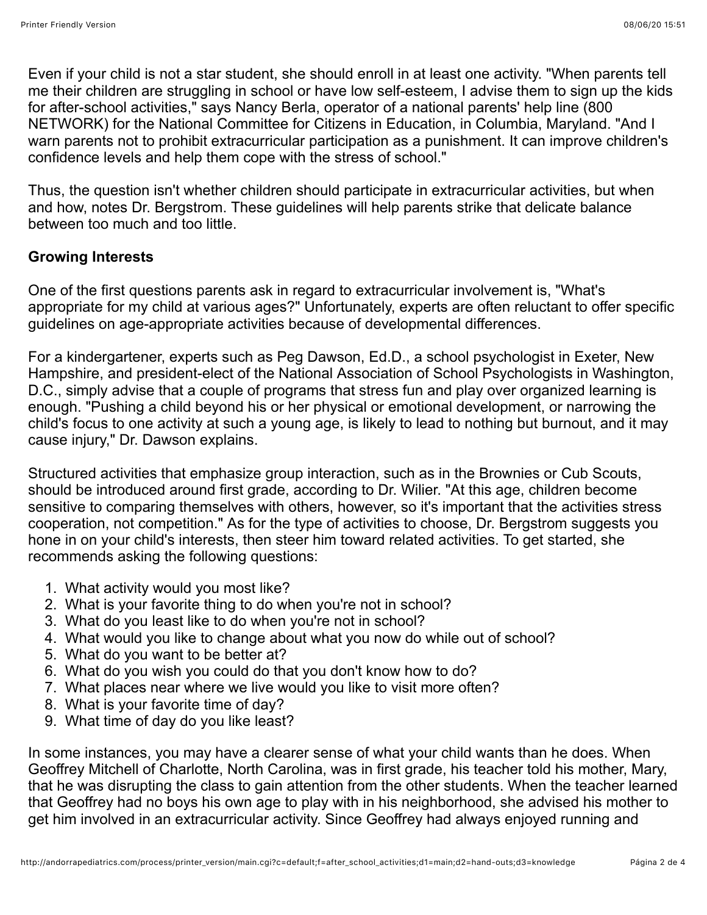Even if your child is not a star student, she should enroll in at least one activity. "When parents tell me their children are struggling in school or have low self-esteem, I advise them to sign up the kids for after-school activities," says Nancy Berla, operator of a national parents' help line (800 NETWORK) for the National Committee for Citizens in Education, in Columbia, Maryland. "And I warn parents not to prohibit extracurricular participation as a punishment. It can improve children's confidence levels and help them cope with the stress of school."

Thus, the question isn't whether children should participate in extracurricular activities, but when and how, notes Dr. Bergstrom. These guidelines will help parents strike that delicate balance between too much and too little.

**Growing Interests**

One of the first questions parents ask in regard to extracurricular involvement is, "What's appropriate for my child at various ages?" Unfortunately, experts are often reluctant to offer specific guidelines on age-appropriate activities because of developmental differences.

For a kindergartener, experts such as Peg Dawson, Ed.D., a school psychologist in Exeter, New Hampshire, and president-elect of the National Association of School Psychologists in Washington, D.C., simply advise that a couple of programs that stress fun and play over organized learning is enough. "Pushing a child beyond his or her physical or emotional development, or narrowing the child's focus to one activity at such a young age, is likely to lead to nothing but burnout, and it may cause injury," Dr. Dawson explains.

Structured activities that emphasize group interaction, such as in the Brownies or Cub Scouts, should be introduced around first grade, according to Dr. Wilier. "At this age, children become sensitive to comparing themselves with others, however, so it's important that the activities stress cooperation, not competition." As for the type of activities to choose, Dr. Bergstrom suggests you hone in on your child's interests, then steer him toward related activities. To get started, she recommends asking the following questions:

1. What activity would you most like?
2. What is your favorite thing to do when you're not in school?
3. What do you least like to do when you're not in school?
4. What would you like to change about what you now do while out of school?
5. What do you want to be better at?
6. What do you wish you could do that you don't know how to do?
7. What places near where we live would you like to visit more often?
8. What is your favorite time of day?
9. What time of day do you like least?

In some instances, you may have a clearer sense of what your child wants than he does. When Geoffrey Mitchell of Charlotte, North Carolina, was in first grade, his teacher told his mother, Mary, that he was disrupting the class to gain attention from the other students. When the teacher learned that Geoffrey had no boys his own age to play with in his neighborhood, she advised his mother to get him involved in an extracurricular activity. Since Geoffrey had always enjoyed running and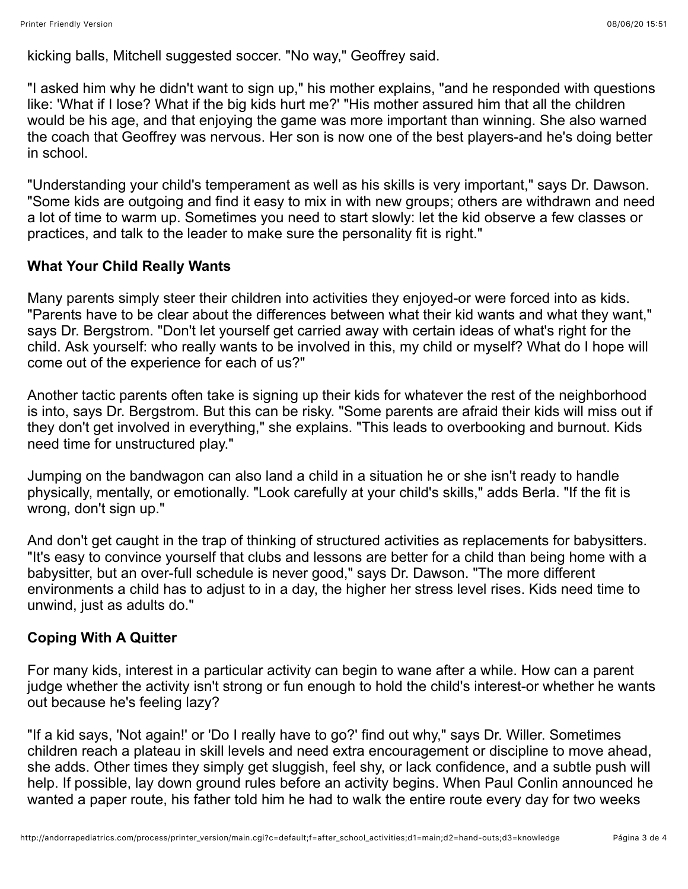kicking balls, Mitchell suggested soccer. "No way," Geoffrey said.

"I asked him why he didn't want to sign up," his mother explains, "and he responded with questions like: 'What if I lose? What if the big kids hurt me?' "His mother assured him that all the children would be his age, and that enjoying the game was more important than winning. She also warned the coach that Geoffrey was nervous. Her son is now one of the best players-and he's doing better in school.

"Understanding your child's temperament as well as his skills is very important," says Dr. Dawson. "Some kids are outgoing and find it easy to mix in with new groups; others are withdrawn and need a lot of time to warm up. Sometimes you need to start slowly: let the kid observe a few classes or practices, and talk to the leader to make sure the personality fit is right."

### What Your Child Really Wants

Many parents simply steer their children into activities they enjoyed-or were forced into as kids. "Parents have to be clear about the differences between what their kid wants and what they want," says Dr. Bergstrom. "Don't let yourself get carried away with certain ideas of what's right for the child. Ask yourself: who really wants to be involved in this, my child or myself? What do I hope will come out of the experience for each of us?"

Another tactic parents often take is signing up their kids for whatever the rest of the neighborhood is into, says Dr. Bergstrom. But this can be risky. "Some parents are afraid their kids will miss out if they don't get involved in everything," she explains. "This leads to overbooking and burnout. Kids need time for unstructured play."

Jumping on the bandwagon can also land a child in a situation he or she isn't ready to handle physically, mentally, or emotionally. "Look carefully at your child's skills," adds Berla. "If the fit is wrong, don't sign up."

And don't get caught in the trap of thinking of structured activities as replacements for babysitters. "It's easy to convince yourself that clubs and lessons are better for a child than being home with a babysitter, but an over-full schedule is never good," says Dr. Dawson. "The more different environments a child has to adjust to in a day, the higher her stress level rises. Kids need time to unwind, just as adults do."

### Coping With A Quitter

For many kids, interest in a particular activity can begin to wane after a while. How can a parent judge whether the activity isn't strong or fun enough to hold the child's interest-or whether he wants out because he's feeling lazy?

"If a kid says, 'Not again!' or 'Do I really have to go?' find out why," says Dr. Willer. Sometimes children reach a plateau in skill levels and need extra encouragement or discipline to move ahead, she adds. Other times they simply get sluggish, feel shy, or lack confidence, and a subtle push will help. If possible, lay down ground rules before an activity begins. When Paul Conlin announced he wanted a paper route, his father told him he had to walk the entire route every day for two weeks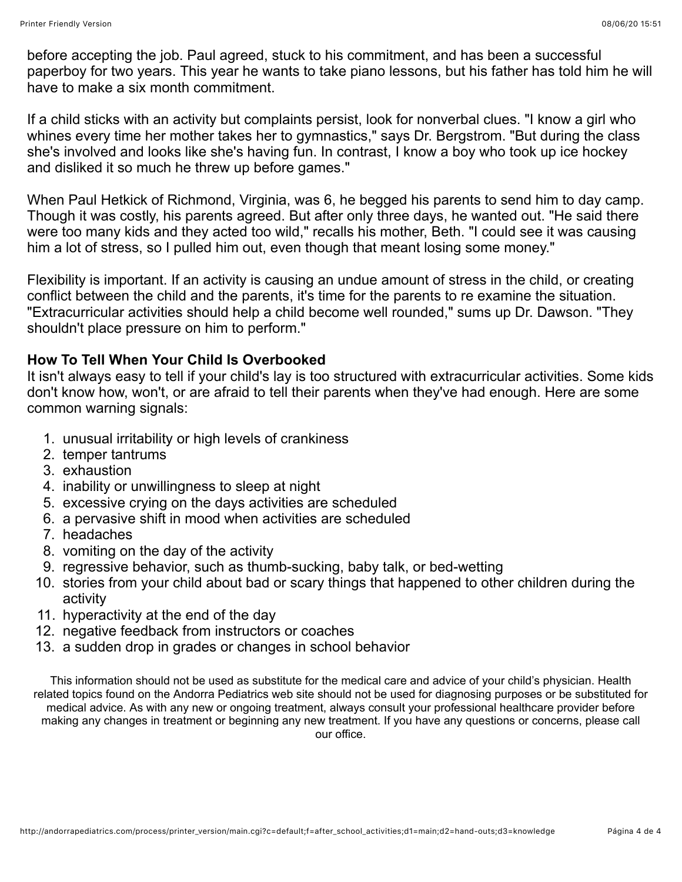before accepting the job. Paul agreed, stuck to his commitment, and has been a successful paperboy for two years. This year he wants to take piano lessons, but his father has told him he will have to make a six month commitment.

If a child sticks with an activity but complaints persist, look for nonverbal clues. "I know a girl who whines every time her mother takes her to gymnastics," says Dr. Bergstrom. "But during the class she's involved and looks like she's having fun. In contrast, I know a boy who took up ice hockey and disliked it so much he threw up before games."

When Paul Hetkick of Richmond, Virginia, was 6, he begged his parents to send him to day camp. Though it was costly, his parents agreed. But after only three days, he wanted out. "He said there were too many kids and they acted too wild," recalls his mother, Beth. "I could see it was causing him a lot of stress, so I pulled him out, even though that meant losing some money."

Flexibility is important. If an activity is causing an undue amount of stress in the child, or creating conflict between the child and the parents, it's time for the parents to re examine the situation. "Extracurricular activities should help a child become well rounded," sums up Dr. Dawson. "They shouldn't place pressure on him to perform."

**How To Tell When Your Child Is Overbooked**

It isn't always easy to tell if your child's lay is too structured with extracurricular activities. Some kids don't know how, won't, or are afraid to tell their parents when they've had enough. Here are some common warning signals:

1. unusual irritability or high levels of crankiness
2. temper tantrums
3. exhaustion
4. inability or unwillingness to sleep at night
5. excessive crying on the days activities are scheduled
6. a pervasive shift in mood when activities are scheduled
7. headaches
8. vomiting on the day of the activity
9. regressive behavior, such as thumb-sucking, baby talk, or bed-wetting
10. stories from your child about bad or scary things that happened to other children during the activity
11. hyperactivity at the end of the day
12. negative feedback from instructors or coaches
13. a sudden drop in grades or changes in school behavior

This information should not be used as substitute for the medical care and advice of your child's physician. Health related topics found on the Andorra Pediatrics web site should not be used for diagnosing purposes or be substituted for medical advice. As with any new or ongoing treatment, always consult your professional healthcare provider before making any changes in treatment or beginning any new treatment. If you have any questions or concerns, please call our office.